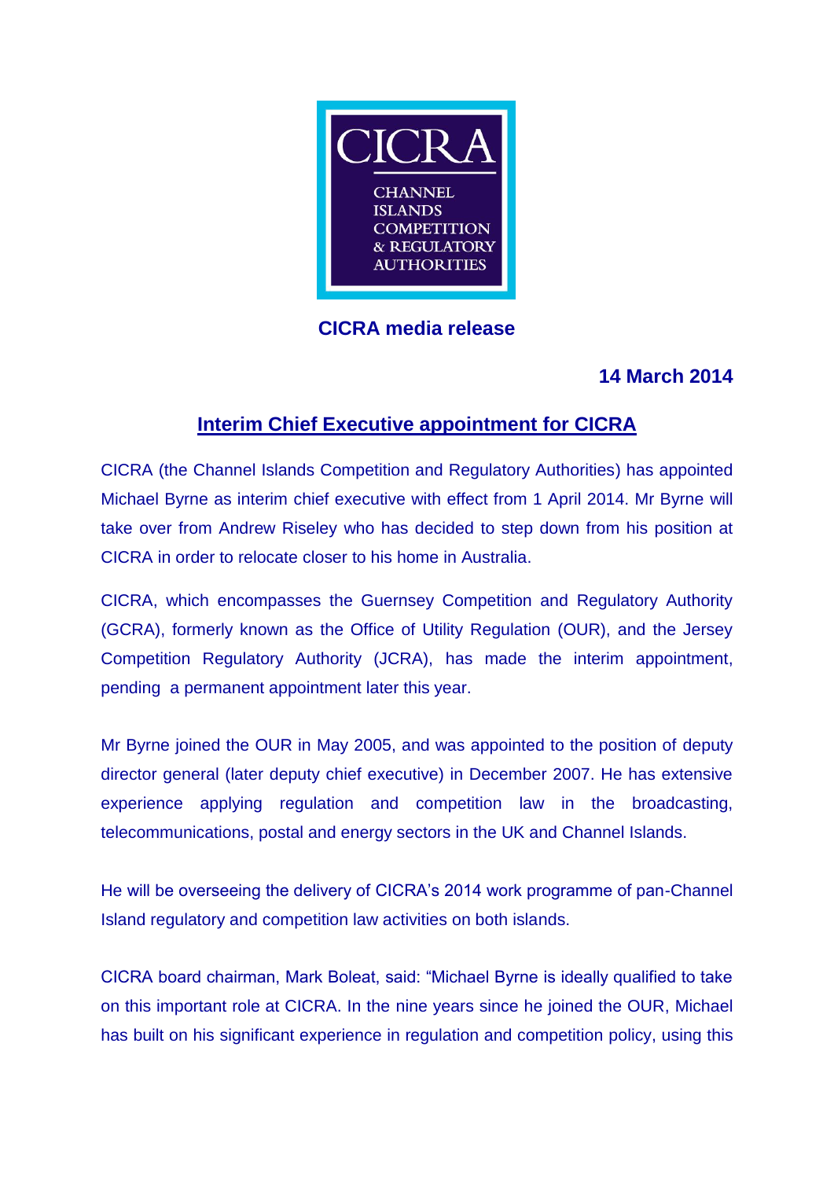CICRA

CHANNEL ISLANDS COMPETITION & REGULATORY AUTHORITIES

**CICRA media release**

**14 March 2014**

## Interim Chief Executive appointment for CICRA

CICRA (the Channel Islands Competition and Regulatory Authorities) has appointed Michael Byrne as interim chief executive with effect from 1 April 2014. Mr Byrne will take over from Andrew Riseley who has decided to step down from his position at CICRA in order to relocate closer to his home in Australia.

CICRA, which encompasses the Guernsey Competition and Regulatory Authority (GCRA), formerly known as the Office of Utility Regulation (OUR), and the Jersey Competition Regulatory Authority (JCRA), has made the interim appointment, pending a permanent appointment later this year.

Mr Byrne joined the OUR in May 2005, and was appointed to the position of deputy director general (later deputy chief executive) in December 2007. He has extensive experience applying regulation and competition law in the broadcasting, telecommunications, postal and energy sectors in the UK and Channel Islands.

He will be overseeing the delivery of CICRA's 2014 work programme of pan-Channel Island regulatory and competition law activities on both islands.

CICRA board chairman, Mark Boleat, said: "Michael Byrne is ideally qualified to take on this important role at CICRA. In the nine years since he joined the OUR, Michael has built on his significant experience in regulation and competition policy, using this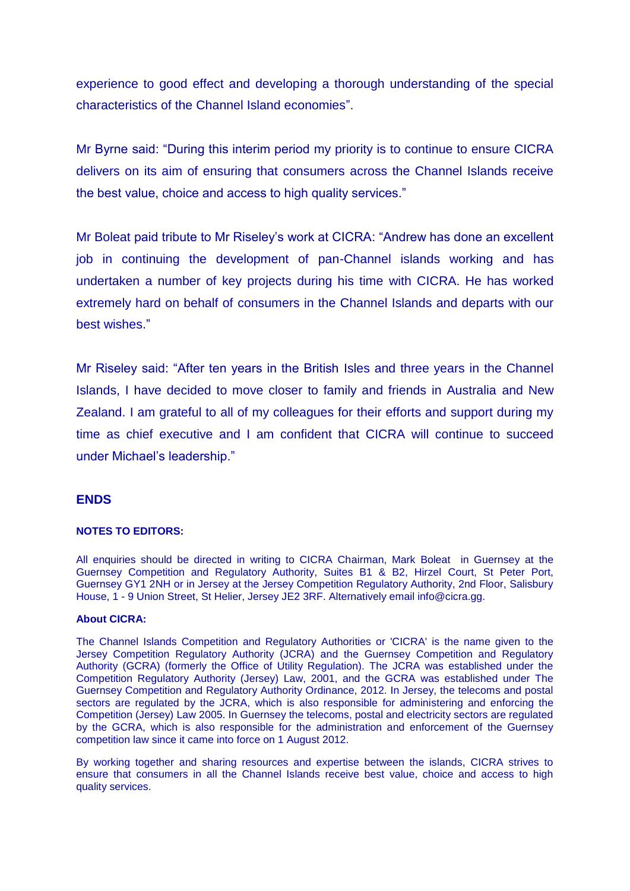experience to good effect and developing a thorough understanding of the special characteristics of the Channel Island economies".

Mr Byrne said: "During this interim period my priority is to continue to ensure CICRA delivers on its aim of ensuring that consumers across the Channel Islands receive the best value, choice and access to high quality services."

Mr Boleat paid tribute to Mr Riseley's work at CICRA: "Andrew has done an excellent job in continuing the development of pan-Channel islands working and has undertaken a number of key projects during his time with CICRA. He has worked extremely hard on behalf of consumers in the Channel Islands and departs with our best wishes."

Mr Riseley said: "After ten years in the British Isles and three years in the Channel Islands, I have decided to move closer to family and friends in Australia and New Zealand. I am grateful to all of my colleagues for their efforts and support during my time as chief executive and I am confident that CICRA will continue to succeed under Michael's leadership."

**ENDS**

**NOTES TO EDITORS:**

All enquiries should be directed in writing to CICRA Chairman, Mark Boleat in Guernsey at the Guernsey Competition and Regulatory Authority, Suites B1 & B2, Hirzel Court, St Peter Port, Guernsey GY1 2NH or in Jersey at the Jersey Competition Regulatory Authority, 2nd Floor, Salisbury House, 1 - 9 Union Street, St Helier, Jersey JE2 3RF. Alternatively email info@cicra.gg.

**About CICRA:**

The Channel Islands Competition and Regulatory Authorities or 'CICRA' is the name given to the Jersey Competition Regulatory Authority (JCRA) and the Guernsey Competition and Regulatory Authority (GCRA) (formerly the Office of Utility Regulation). The JCRA was established under the Competition Regulatory Authority (Jersey) Law, 2001, and the GCRA was established under The Guernsey Competition and Regulatory Authority Ordinance, 2012. In Jersey, the telecoms and postal sectors are regulated by the JCRA, which is also responsible for administering and enforcing the Competition (Jersey) Law 2005. In Guernsey the telecoms, postal and electricity sectors are regulated by the GCRA, which is also responsible for the administration and enforcement of the Guernsey competition law since it came into force on 1 August 2012.

By working together and sharing resources and expertise between the islands, CICRA strives to ensure that consumers in all the Channel Islands receive best value, choice and access to high quality services.